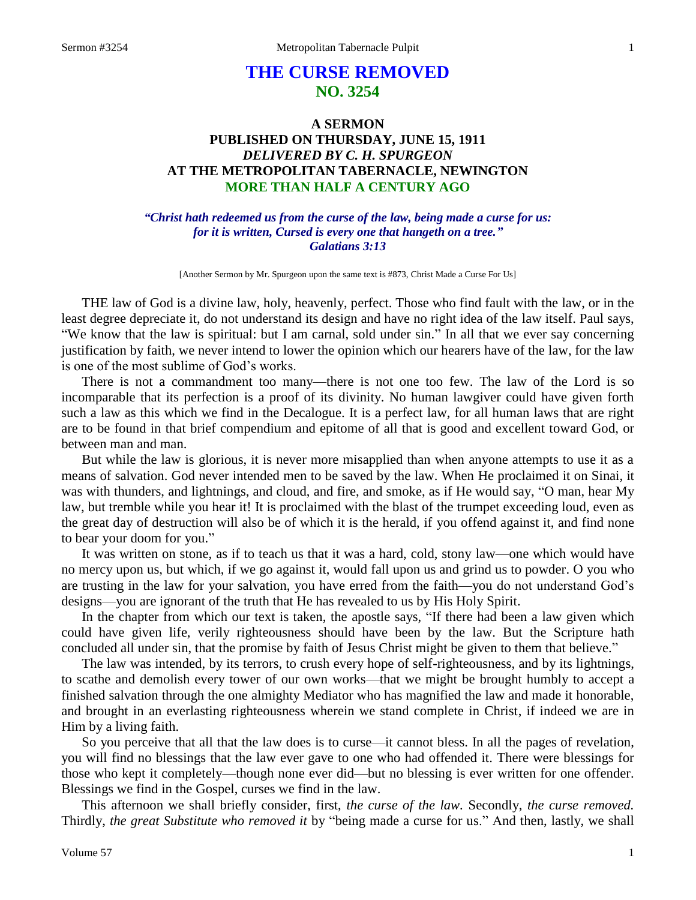# THE CURSE REMOVED
## NO. 3254

### A SERMON
### PUBLISHED ON THURSDAY, JUNE 15, 1911
### *DELIVERED BY C. H. SPURGEON*
### AT THE METROPOLITAN TABERNACLE, NEWINGTON
### MORE THAN HALF A CENTURY AGO

***"Christ hath redeemed us from the curse of the law, being made a curse for us: for it is written, Cursed is every one that hangeth on a tree." Galatians 3:13***

[Another Sermon by Mr. Spurgeon upon the same text is #873, Christ Made a Curse For Us]

THE law of God is a divine law, holy, heavenly, perfect. Those who find fault with the law, or in the least degree depreciate it, do not understand its design and have no right idea of the law itself. Paul says, "We know that the law is spiritual: but I am carnal, sold under sin." In all that we ever say concerning justification by faith, we never intend to lower the opinion which our hearers have of the law, for the law is one of the most sublime of God's works.

There is not a commandment too many—there is not one too few. The law of the Lord is so incomparable that its perfection is a proof of its divinity. No human lawgiver could have given forth such a law as this which we find in the Decalogue. It is a perfect law, for all human laws that are right are to be found in that brief compendium and epitome of all that is good and excellent toward God, or between man and man.

But while the law is glorious, it is never more misapplied than when anyone attempts to use it as a means of salvation. God never intended men to be saved by the law. When He proclaimed it on Sinai, it was with thunders, and lightnings, and cloud, and fire, and smoke, as if He would say, "O man, hear My law, but tremble while you hear it! It is proclaimed with the blast of the trumpet exceeding loud, even as the great day of destruction will also be of which it is the herald, if you offend against it, and find none to bear your doom for you."

It was written on stone, as if to teach us that it was a hard, cold, stony law—one which would have no mercy upon us, but which, if we go against it, would fall upon us and grind us to powder. O you who are trusting in the law for your salvation, you have erred from the faith—you do not understand God's designs—you are ignorant of the truth that He has revealed to us by His Holy Spirit.

In the chapter from which our text is taken, the apostle says, "If there had been a law given which could have given life, verily righteousness should have been by the law. But the Scripture hath concluded all under sin, that the promise by faith of Jesus Christ might be given to them that believe."

The law was intended, by its terrors, to crush every hope of self-righteousness, and by its lightnings, to scathe and demolish every tower of our own works—that we might be brought humbly to accept a finished salvation through the one almighty Mediator who has magnified the law and made it honorable, and brought in an everlasting righteousness wherein we stand complete in Christ, if indeed we are in Him by a living faith.

So you perceive that all that the law does is to curse—it cannot bless. In all the pages of revelation, you will find no blessings that the law ever gave to one who had offended it. There were blessings for those who kept it completely—though none ever did—but no blessing is ever written for one offender. Blessings we find in the Gospel, curses we find in the law.

This afternoon we shall briefly consider, first, *the curse of the law*. Secondly, *the curse removed.* Thirdly, *the great Substitute who removed it* by "being made a curse for us." And then, lastly, we shall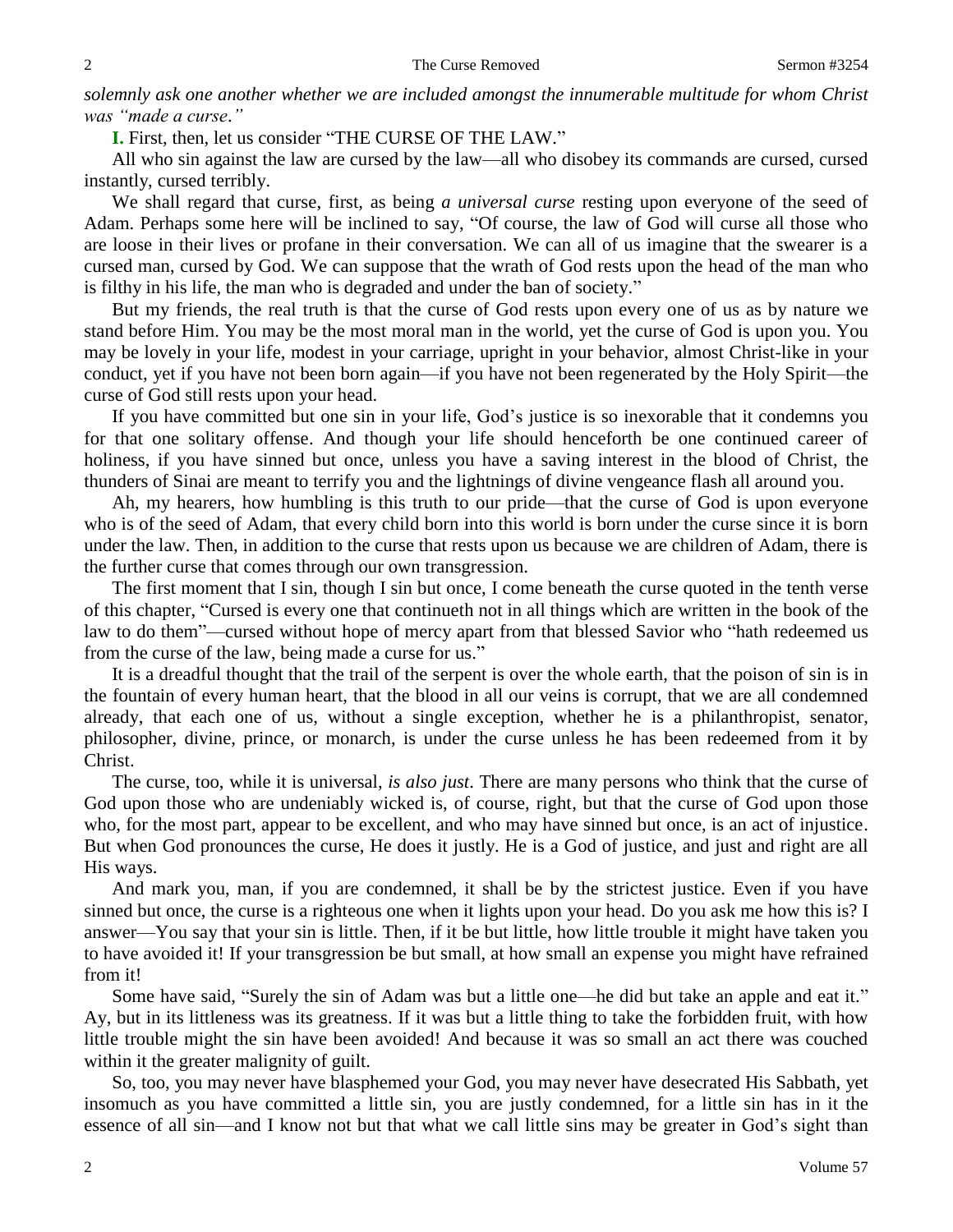*solemnly ask one another whether we are included amongst the innumerable multitude for whom Christ was "made a curse."*

**I.** First, then, let us consider "THE CURSE OF THE LAW."

All who sin against the law are cursed by the law—all who disobey its commands are cursed, cursed instantly, cursed terribly.

We shall regard that curse, first, as being *a universal curse* resting upon everyone of the seed of Adam. Perhaps some here will be inclined to say, "Of course, the law of God will curse all those who are loose in their lives or profane in their conversation. We can all of us imagine that the swearer is a cursed man, cursed by God. We can suppose that the wrath of God rests upon the head of the man who is filthy in his life, the man who is degraded and under the ban of society."

But my friends, the real truth is that the curse of God rests upon every one of us as by nature we stand before Him. You may be the most moral man in the world, yet the curse of God is upon you. You may be lovely in your life, modest in your carriage, upright in your behavior, almost Christ-like in your conduct, yet if you have not been born again—if you have not been regenerated by the Holy Spirit—the curse of God still rests upon your head.

If you have committed but one sin in your life, God's justice is so inexorable that it condemns you for that one solitary offense. And though your life should henceforth be one continued career of holiness, if you have sinned but once, unless you have a saving interest in the blood of Christ, the thunders of Sinai are meant to terrify you and the lightnings of divine vengeance flash all around you.

Ah, my hearers, how humbling is this truth to our pride—that the curse of God is upon everyone who is of the seed of Adam, that every child born into this world is born under the curse since it is born under the law. Then, in addition to the curse that rests upon us because we are children of Adam, there is the further curse that comes through our own transgression.

The first moment that I sin, though I sin but once, I come beneath the curse quoted in the tenth verse of this chapter, "Cursed is every one that continueth not in all things which are written in the book of the law to do them"—cursed without hope of mercy apart from that blessed Savior who "hath redeemed us from the curse of the law, being made a curse for us."

It is a dreadful thought that the trail of the serpent is over the whole earth, that the poison of sin is in the fountain of every human heart, that the blood in all our veins is corrupt, that we are all condemned already, that each one of us, without a single exception, whether he is a philanthropist, senator, philosopher, divine, prince, or monarch, is under the curse unless he has been redeemed from it by Christ.

The curse, too, while it is universal, *is also just*. There are many persons who think that the curse of God upon those who are undeniably wicked is, of course, right, but that the curse of God upon those who, for the most part, appear to be excellent, and who may have sinned but once, is an act of injustice. But when God pronounces the curse, He does it justly. He is a God of justice, and just and right are all His ways.

And mark you, man, if you are condemned, it shall be by the strictest justice. Even if you have sinned but once, the curse is a righteous one when it lights upon your head. Do you ask me how this is? I answer—You say that your sin is little. Then, if it be but little, how little trouble it might have taken you to have avoided it! If your transgression be but small, at how small an expense you might have refrained from it!

Some have said, "Surely the sin of Adam was but a little one—he did but take an apple and eat it." Ay, but in its littleness was its greatness. If it was but a little thing to take the forbidden fruit, with how little trouble might the sin have been avoided! And because it was so small an act there was couched within it the greater malignity of guilt.

So, too, you may never have blasphemed your God, you may never have desecrated His Sabbath, yet insomuch as you have committed a little sin, you are justly condemned, for a little sin has in it the essence of all sin—and I know not but that what we call little sins may be greater in God's sight than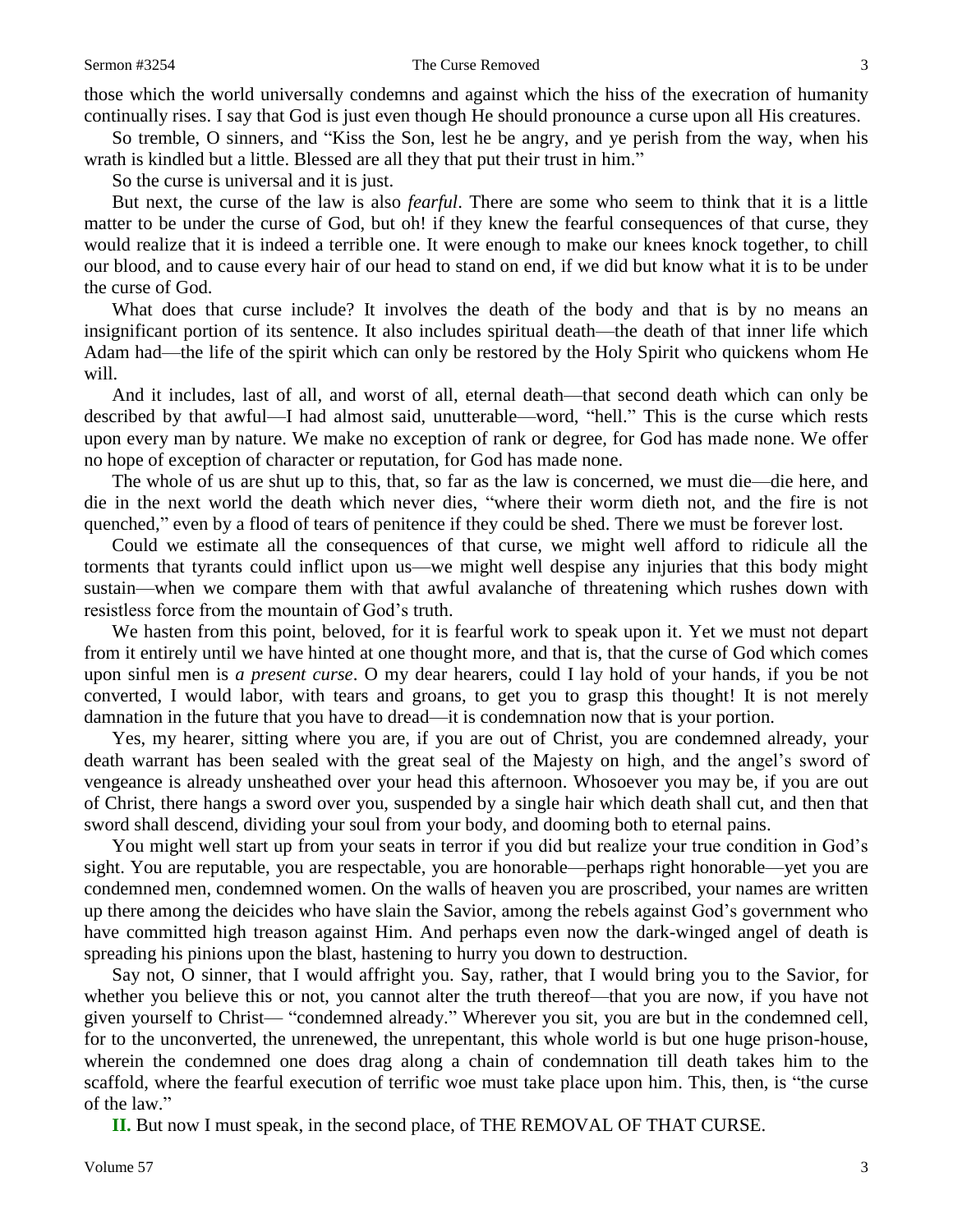those which the world universally condemns and against which the hiss of the execration of humanity continually rises. I say that God is just even though He should pronounce a curse upon all His creatures.

So tremble, O sinners, and "Kiss the Son, lest he be angry, and ye perish from the way, when his wrath is kindled but a little. Blessed are all they that put their trust in him."

So the curse is universal and it is just.

But next, the curse of the law is also *fearful*. There are some who seem to think that it is a little matter to be under the curse of God, but oh! if they knew the fearful consequences of that curse, they would realize that it is indeed a terrible one. It were enough to make our knees knock together, to chill our blood, and to cause every hair of our head to stand on end, if we did but know what it is to be under the curse of God.

What does that curse include? It involves the death of the body and that is by no means an insignificant portion of its sentence. It also includes spiritual death—the death of that inner life which Adam had—the life of the spirit which can only be restored by the Holy Spirit who quickens whom He will.

And it includes, last of all, and worst of all, eternal death—that second death which can only be described by that awful—I had almost said, unutterable—word, "hell." This is the curse which rests upon every man by nature. We make no exception of rank or degree, for God has made none. We offer no hope of exception of character or reputation, for God has made none.

The whole of us are shut up to this, that, so far as the law is concerned, we must die—die here, and die in the next world the death which never dies, "where their worm dieth not, and the fire is not quenched," even by a flood of tears of penitence if they could be shed. There we must be forever lost.

Could we estimate all the consequences of that curse, we might well afford to ridicule all the torments that tyrants could inflict upon us—we might well despise any injuries that this body might sustain—when we compare them with that awful avalanche of threatening which rushes down with resistless force from the mountain of God's truth.

We hasten from this point, beloved, for it is fearful work to speak upon it. Yet we must not depart from it entirely until we have hinted at one thought more, and that is, that the curse of God which comes upon sinful men is *a present curse*. O my dear hearers, could I lay hold of your hands, if you be not converted, I would labor, with tears and groans, to get you to grasp this thought! It is not merely damnation in the future that you have to dread—it is condemnation now that is your portion.

Yes, my hearer, sitting where you are, if you are out of Christ, you are condemned already, your death warrant has been sealed with the great seal of the Majesty on high, and the angel's sword of vengeance is already unsheathed over your head this afternoon. Whosoever you may be, if you are out of Christ, there hangs a sword over you, suspended by a single hair which death shall cut, and then that sword shall descend, dividing your soul from your body, and dooming both to eternal pains.

You might well start up from your seats in terror if you did but realize your true condition in God's sight. You are reputable, you are respectable, you are honorable—perhaps right honorable—yet you are condemned men, condemned women. On the walls of heaven you are proscribed, your names are written up there among the deicides who have slain the Savior, among the rebels against God's government who have committed high treason against Him. And perhaps even now the dark-winged angel of death is spreading his pinions upon the blast, hastening to hurry you down to destruction.

Say not, O sinner, that I would affright you. Say, rather, that I would bring you to the Savior, for whether you believe this or not, you cannot alter the truth thereof—that you are now, if you have not given yourself to Christ— "condemned already." Wherever you sit, you are but in the condemned cell, for to the unconverted, the unrenewed, the unrepentant, this whole world is but one huge prison-house, wherein the condemned one does drag along a chain of condemnation till death takes him to the scaffold, where the fearful execution of terrific woe must take place upon him. This, then, is "the curse of the law."

**II.** But now I must speak, in the second place, of THE REMOVAL OF THAT CURSE.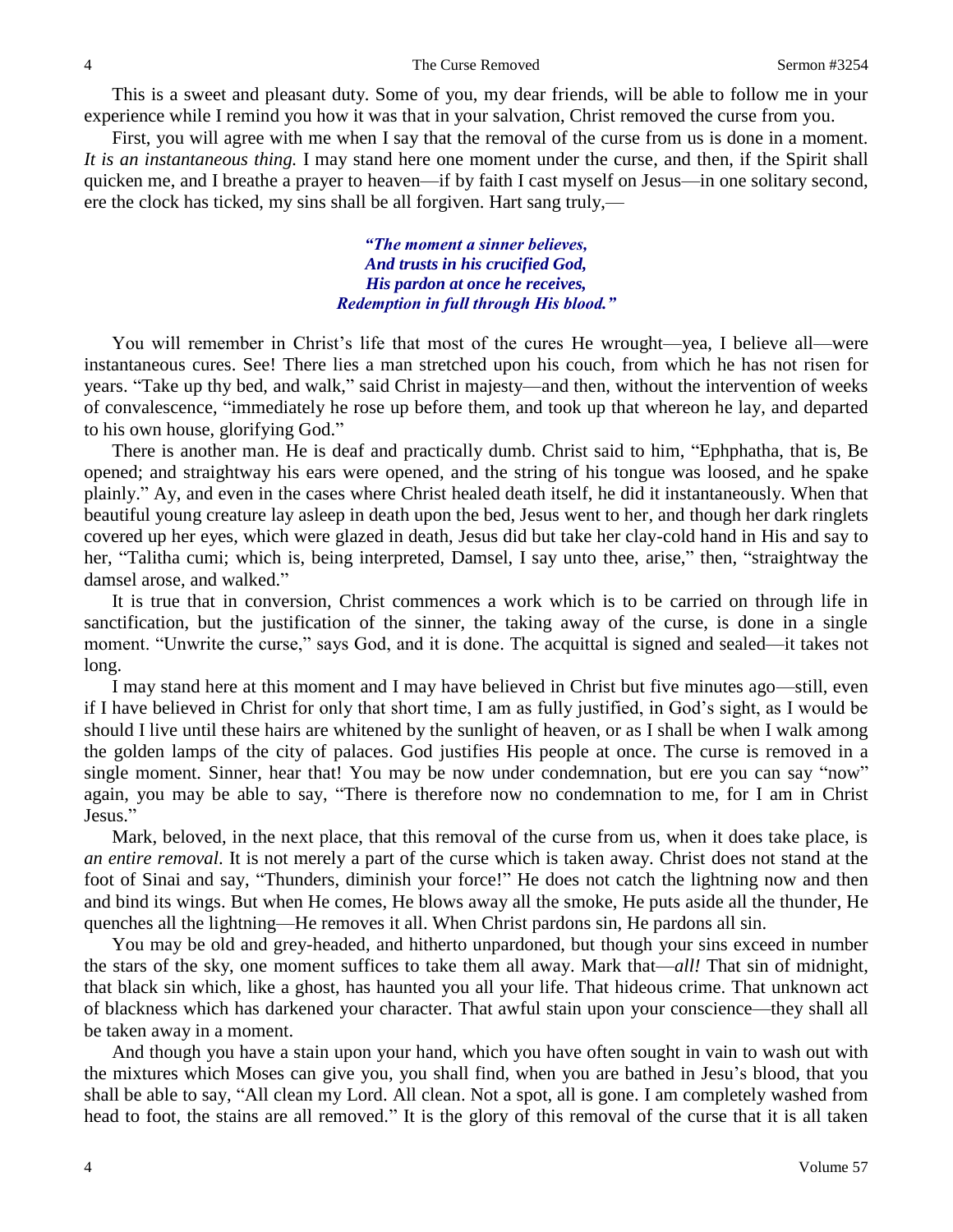This is a sweet and pleasant duty. Some of you, my dear friends, will be able to follow me in your experience while I remind you how it was that in your salvation, Christ removed the curse from you.

First, you will agree with me when I say that the removal of the curse from us is done in a moment. *It is an instantaneous thing.* I may stand here one moment under the curse, and then, if the Spirit shall quicken me, and I breathe a prayer to heaven—if by faith I cast myself on Jesus—in one solitary second, ere the clock has ticked, my sins shall be all forgiven. Hart sang truly,—

> ***"The moment a sinner believes,***
> ***And trusts in his crucified God,***
> ***His pardon at once he receives,***
> ***Redemption in full through His blood."***

You will remember in Christ's life that most of the cures He wrought—yea, I believe all—were instantaneous cures. See! There lies a man stretched upon his couch, from which he has not risen for years. "Take up thy bed, and walk," said Christ in majesty—and then, without the intervention of weeks of convalescence, "immediately he rose up before them, and took up that whereon he lay, and departed to his own house, glorifying God."

There is another man. He is deaf and practically dumb. Christ said to him, "Ephphatha, that is, Be opened; and straightway his ears were opened, and the string of his tongue was loosed, and he spake plainly." Ay, and even in the cases where Christ healed death itself, he did it instantaneously. When that beautiful young creature lay asleep in death upon the bed, Jesus went to her, and though her dark ringlets covered up her eyes, which were glazed in death, Jesus did but take her clay-cold hand in His and say to her, "Talitha cumi; which is, being interpreted, Damsel, I say unto thee, arise," then, "straightway the damsel arose, and walked."

It is true that in conversion, Christ commences a work which is to be carried on through life in sanctification, but the justification of the sinner, the taking away of the curse, is done in a single moment. "Unwrite the curse," says God, and it is done. The acquittal is signed and sealed—it takes not long.

I may stand here at this moment and I may have believed in Christ but five minutes ago—still, even if I have believed in Christ for only that short time, I am as fully justified, in God's sight, as I would be should I live until these hairs are whitened by the sunlight of heaven, or as I shall be when I walk among the golden lamps of the city of palaces. God justifies His people at once. The curse is removed in a single moment. Sinner, hear that! You may be now under condemnation, but ere you can say "now" again, you may be able to say, "There is therefore now no condemnation to me, for I am in Christ Jesus."

Mark, beloved, in the next place, that this removal of the curse from us, when it does take place, is *an entire removal*. It is not merely a part of the curse which is taken away. Christ does not stand at the foot of Sinai and say, "Thunders, diminish your force!" He does not catch the lightning now and then and bind its wings. But when He comes, He blows away all the smoke, He puts aside all the thunder, He quenches all the lightning—He removes it all. When Christ pardons sin, He pardons all sin.

You may be old and grey-headed, and hitherto unpardoned, but though your sins exceed in number the stars of the sky, one moment suffices to take them all away. Mark that—*all!* That sin of midnight, that black sin which, like a ghost, has haunted you all your life. That hideous crime. That unknown act of blackness which has darkened your character. That awful stain upon your conscience—they shall all be taken away in a moment.

And though you have a stain upon your hand, which you have often sought in vain to wash out with the mixtures which Moses can give you, you shall find, when you are bathed in Jesu's blood, that you shall be able to say, "All clean my Lord. All clean. Not a spot, all is gone. I am completely washed from head to foot, the stains are all removed." It is the glory of this removal of the curse that it is all taken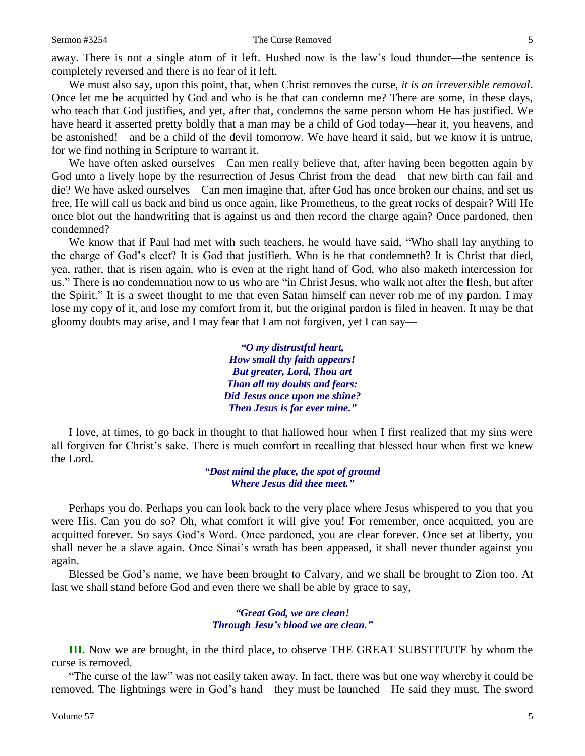away. There is not a single atom of it left. Hushed now is the law's loud thunder—the sentence is completely reversed and there is no fear of it left.

We must also say, upon this point, that, when Christ removes the curse, *it is an irreversible removal*. Once let me be acquitted by God and who is he that can condemn me? There are some, in these days, who teach that God justifies, and yet, after that, condemns the same person whom He has justified. We have heard it asserted pretty boldly that a man may be a child of God today—hear it, you heavens, and be astonished!—and be a child of the devil tomorrow. We have heard it said, but we know it is untrue, for we find nothing in Scripture to warrant it.

We have often asked ourselves—Can men really believe that, after having been begotten again by God unto a lively hope by the resurrection of Jesus Christ from the dead—that new birth can fail and die? We have asked ourselves—Can men imagine that, after God has once broken our chains, and set us free, He will call us back and bind us once again, like Prometheus, to the great rocks of despair? Will He once blot out the handwriting that is against us and then record the charge again? Once pardoned, then condemned?

We know that if Paul had met with such teachers, he would have said, "Who shall lay anything to the charge of God's elect? It is God that justifieth. Who is he that condemneth? It is Christ that died, yea, rather, that is risen again, who is even at the right hand of God, who also maketh intercession for us." There is no condemnation now to us who are "in Christ Jesus, who walk not after the flesh, but after the Spirit." It is a sweet thought to me that even Satan himself can never rob me of my pardon. I may lose my copy of it, and lose my comfort from it, but the original pardon is filed in heaven. It may be that gloomy doubts may arise, and I may fear that I am not forgiven, yet I can say—

> ***"O my distrustful heart,***
> ***How small thy faith appears!***
> ***But greater, Lord, Thou art***
> ***Than all my doubts and fears:***
> ***Did Jesus once upon me shine?***
> ***Then Jesus is for ever mine."***

I love, at times, to go back in thought to that hallowed hour when I first realized that my sins were all forgiven for Christ's sake. There is much comfort in recalling that blessed hour when first we knew the Lord.

> ***"Dost mind the place, the spot of ground***
> ***Where Jesus did thee meet."***

Perhaps you do. Perhaps you can look back to the very place where Jesus whispered to you that you were His. Can you do so? Oh, what comfort it will give you! For remember, once acquitted, you are acquitted forever. So says God's Word. Once pardoned, you are clear forever. Once set at liberty, you shall never be a slave again. Once Sinai's wrath has been appeased, it shall never thunder against you again.

Blessed be God's name, we have been brought to Calvary, and we shall be brought to Zion too. At last we shall stand before God and even there we shall be able by grace to say,—

> ***"Great God, we are clean!***
> ***Through Jesu's blood we are clean."***

**III.** Now we are brought, in the third place, to observe THE GREAT SUBSTITUTE by whom the curse is removed.

"The curse of the law" was not easily taken away. In fact, there was but one way whereby it could be removed. The lightnings were in God's hand—they must be launched—He said they must. The sword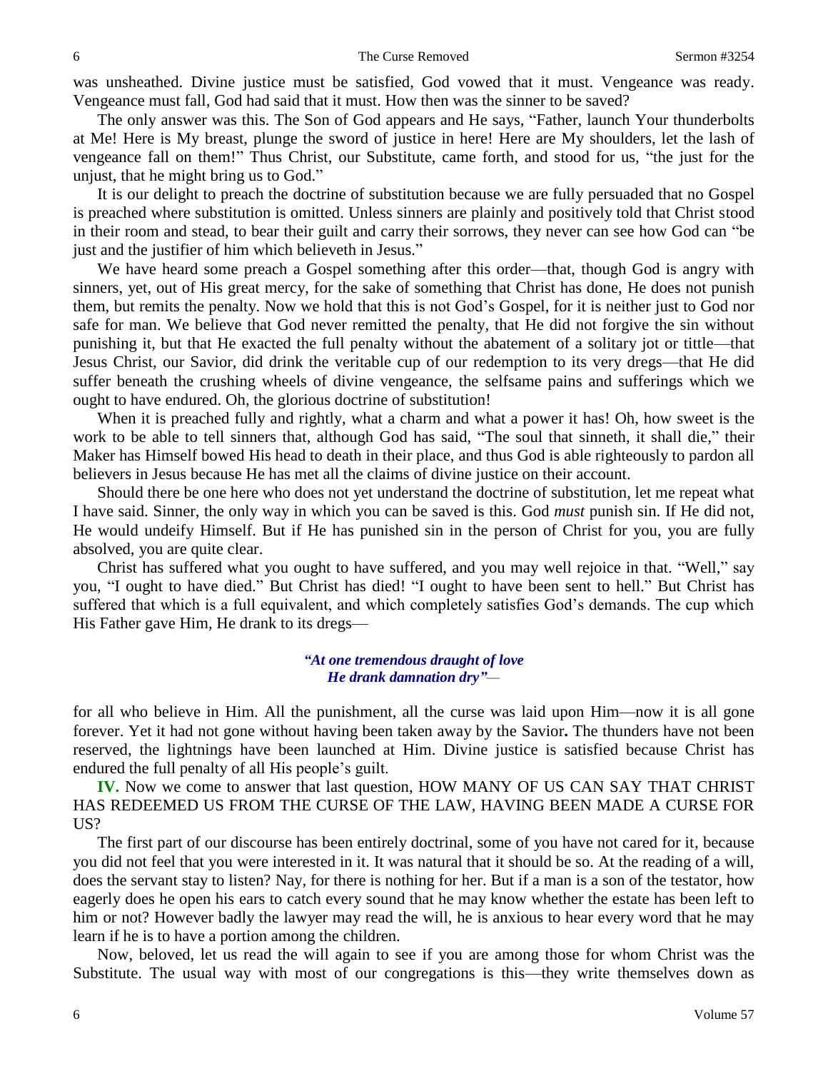was unsheathed. Divine justice must be satisfied, God vowed that it must. Vengeance was ready. Vengeance must fall, God had said that it must. How then was the sinner to be saved?

The only answer was this. The Son of God appears and He says, "Father, launch Your thunderbolts at Me! Here is My breast, plunge the sword of justice in here! Here are My shoulders, let the lash of vengeance fall on them!" Thus Christ, our Substitute, came forth, and stood for us, "the just for the unjust, that he might bring us to God."

It is our delight to preach the doctrine of substitution because we are fully persuaded that no Gospel is preached where substitution is omitted. Unless sinners are plainly and positively told that Christ stood in their room and stead, to bear their guilt and carry their sorrows, they never can see how God can "be just and the justifier of him which believeth in Jesus."

We have heard some preach a Gospel something after this order—that, though God is angry with sinners, yet, out of His great mercy, for the sake of something that Christ has done, He does not punish them, but remits the penalty. Now we hold that this is not God's Gospel, for it is neither just to God nor safe for man. We believe that God never remitted the penalty, that He did not forgive the sin without punishing it, but that He exacted the full penalty without the abatement of a solitary jot or tittle—that Jesus Christ, our Savior, did drink the veritable cup of our redemption to its very dregs—that He did suffer beneath the crushing wheels of divine vengeance, the selfsame pains and sufferings which we ought to have endured. Oh, the glorious doctrine of substitution!

When it is preached fully and rightly, what a charm and what a power it has! Oh, how sweet is the work to be able to tell sinners that, although God has said, "The soul that sinneth, it shall die," their Maker has Himself bowed His head to death in their place, and thus God is able righteously to pardon all believers in Jesus because He has met all the claims of divine justice on their account.

Should there be one here who does not yet understand the doctrine of substitution, let me repeat what I have said. Sinner, the only way in which you can be saved is this. God *must* punish sin. If He did not, He would undeify Himself. But if He has punished sin in the person of Christ for you, you are fully absolved, you are quite clear.

Christ has suffered what you ought to have suffered, and you may well rejoice in that. "Well," say you, "I ought to have died." But Christ has died! "I ought to have been sent to hell." But Christ has suffered that which is a full equivalent, and which completely satisfies God's demands. The cup which His Father gave Him, He drank to its dregs—

> ***"At one tremendous draught of love***
> ***He drank damnation dry"***—

for all who believe in Him. All the punishment, all the curse was laid upon Him—now it is all gone forever. Yet it had not gone without having been taken away by the Savior**.** The thunders have not been reserved, the lightnings have been launched at Him. Divine justice is satisfied because Christ has endured the full penalty of all His people's guilt.

**IV.** Now we come to answer that last question, HOW MANY OF US CAN SAY THAT CHRIST HAS REDEEMED US FROM THE CURSE OF THE LAW, HAVING BEEN MADE A CURSE FOR US?

The first part of our discourse has been entirely doctrinal, some of you have not cared for it, because you did not feel that you were interested in it. It was natural that it should be so. At the reading of a will, does the servant stay to listen? Nay, for there is nothing for her. But if a man is a son of the testator, how eagerly does he open his ears to catch every sound that he may know whether the estate has been left to him or not? However badly the lawyer may read the will, he is anxious to hear every word that he may learn if he is to have a portion among the children.

Now, beloved, let us read the will again to see if you are among those for whom Christ was the Substitute. The usual way with most of our congregations is this—they write themselves down as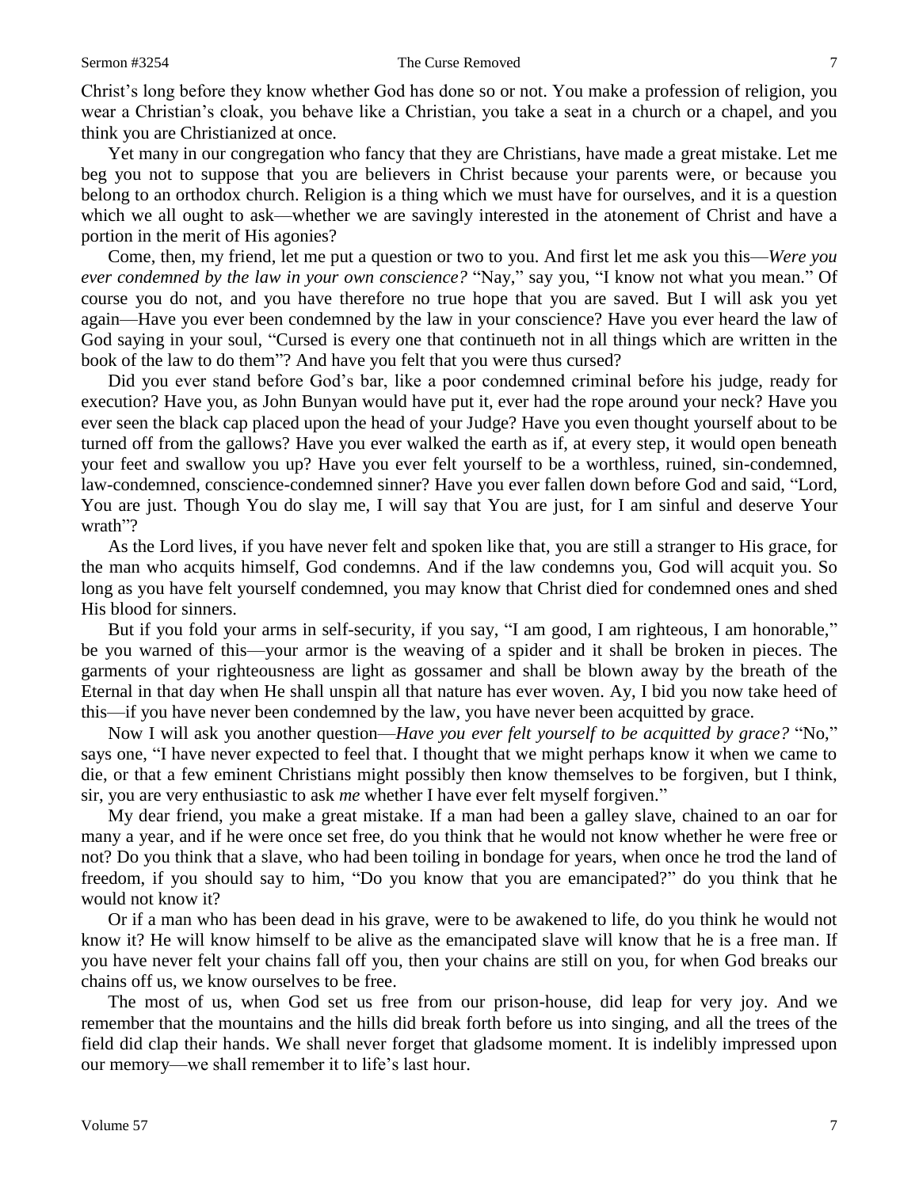Christ's long before they know whether God has done so or not. You make a profession of religion, you wear a Christian's cloak, you behave like a Christian, you take a seat in a church or a chapel, and you think you are Christianized at once.

Yet many in our congregation who fancy that they are Christians, have made a great mistake. Let me beg you not to suppose that you are believers in Christ because your parents were, or because you belong to an orthodox church. Religion is a thing which we must have for ourselves, and it is a question which we all ought to ask—whether we are savingly interested in the atonement of Christ and have a portion in the merit of His agonies?

Come, then, my friend, let me put a question or two to you. And first let me ask you this—*Were you ever condemned by the law in your own conscience?* "Nay," say you, "I know not what you mean." Of course you do not, and you have therefore no true hope that you are saved. But I will ask you yet again—Have you ever been condemned by the law in your conscience? Have you ever heard the law of God saying in your soul, "Cursed is every one that continueth not in all things which are written in the book of the law to do them"? And have you felt that you were thus cursed?

Did you ever stand before God's bar, like a poor condemned criminal before his judge, ready for execution? Have you, as John Bunyan would have put it, ever had the rope around your neck? Have you ever seen the black cap placed upon the head of your Judge? Have you even thought yourself about to be turned off from the gallows? Have you ever walked the earth as if, at every step, it would open beneath your feet and swallow you up? Have you ever felt yourself to be a worthless, ruined, sin-condemned, law-condemned, conscience-condemned sinner? Have you ever fallen down before God and said, "Lord, You are just. Though You do slay me, I will say that You are just, for I am sinful and deserve Your wrath"?

As the Lord lives, if you have never felt and spoken like that, you are still a stranger to His grace, for the man who acquits himself, God condemns. And if the law condemns you, God will acquit you. So long as you have felt yourself condemned, you may know that Christ died for condemned ones and shed His blood for sinners.

But if you fold your arms in self-security, if you say, "I am good, I am righteous, I am honorable," be you warned of this—your armor is the weaving of a spider and it shall be broken in pieces. The garments of your righteousness are light as gossamer and shall be blown away by the breath of the Eternal in that day when He shall unspin all that nature has ever woven. Ay, I bid you now take heed of this—if you have never been condemned by the law, you have never been acquitted by grace.

Now I will ask you another question—*Have you ever felt yourself to be acquitted by grace?* "No," says one, "I have never expected to feel that. I thought that we might perhaps know it when we came to die, or that a few eminent Christians might possibly then know themselves to be forgiven, but I think, sir, you are very enthusiastic to ask *me* whether I have ever felt myself forgiven."

My dear friend, you make a great mistake. If a man had been a galley slave, chained to an oar for many a year, and if he were once set free, do you think that he would not know whether he were free or not? Do you think that a slave, who had been toiling in bondage for years, when once he trod the land of freedom, if you should say to him, "Do you know that you are emancipated?" do you think that he would not know it?

Or if a man who has been dead in his grave, were to be awakened to life, do you think he would not know it? He will know himself to be alive as the emancipated slave will know that he is a free man. If you have never felt your chains fall off you, then your chains are still on you, for when God breaks our chains off us, we know ourselves to be free.

The most of us, when God set us free from our prison-house, did leap for very joy. And we remember that the mountains and the hills did break forth before us into singing, and all the trees of the field did clap their hands. We shall never forget that gladsome moment. It is indelibly impressed upon our memory—we shall remember it to life's last hour.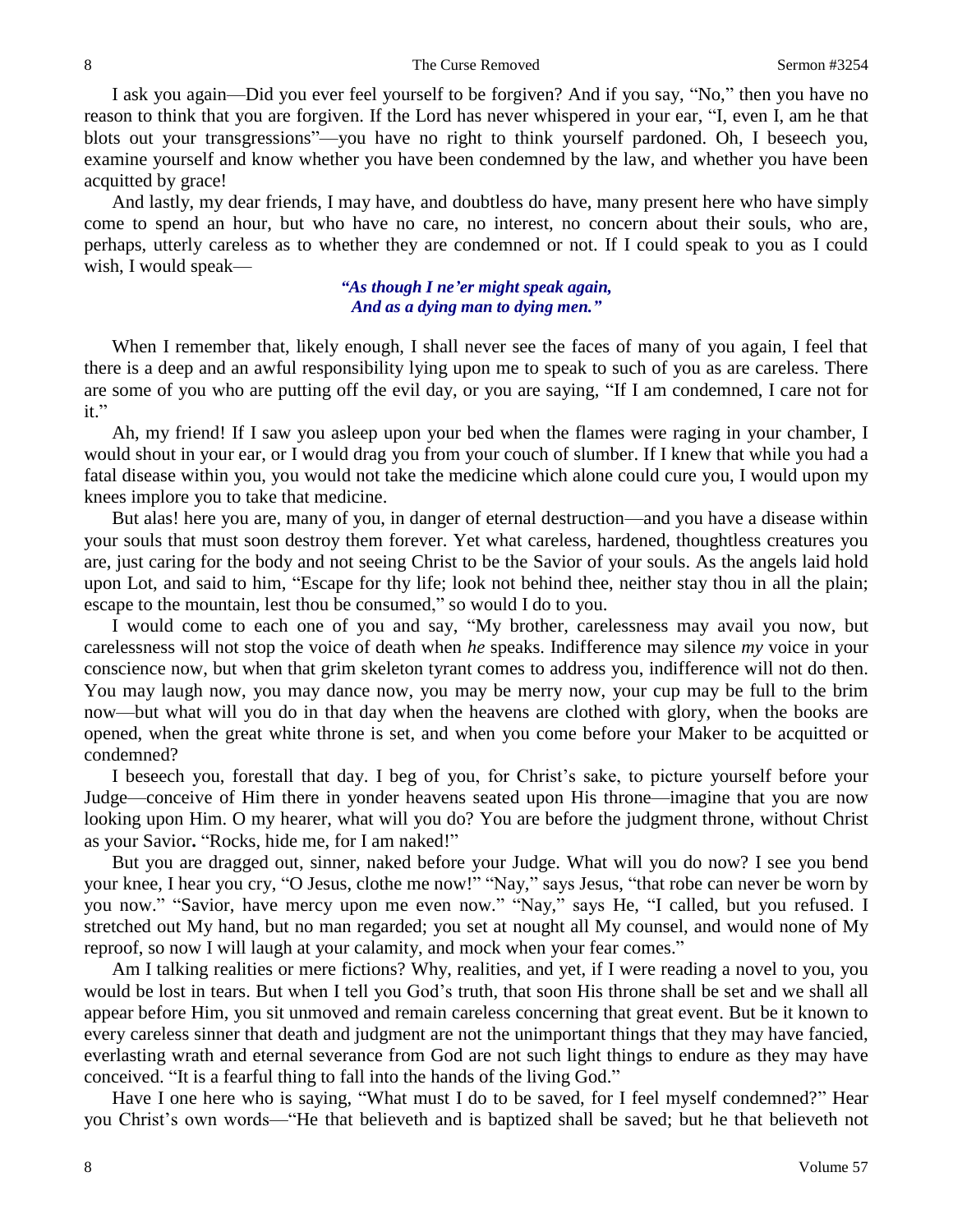I ask you again—Did you ever feel yourself to be forgiven? And if you say, "No," then you have no reason to think that you are forgiven. If the Lord has never whispered in your ear, "I, even I, am he that blots out your transgressions"—you have no right to think yourself pardoned. Oh, I beseech you, examine yourself and know whether you have been condemned by the law, and whether you have been acquitted by grace!

And lastly, my dear friends, I may have, and doubtless do have, many present here who have simply come to spend an hour, but who have no care, no interest, no concern about their souls, who are, perhaps, utterly careless as to whether they are condemned or not. If I could speak to you as I could wish, I would speak—

> ***"As though I ne'er might speak again,***
> ***And as a dying man to dying men."***

When I remember that, likely enough, I shall never see the faces of many of you again, I feel that there is a deep and an awful responsibility lying upon me to speak to such of you as are careless. There are some of you who are putting off the evil day, or you are saying, "If I am condemned, I care not for it."

Ah, my friend! If I saw you asleep upon your bed when the flames were raging in your chamber, I would shout in your ear, or I would drag you from your couch of slumber. If I knew that while you had a fatal disease within you, you would not take the medicine which alone could cure you, I would upon my knees implore you to take that medicine.

But alas! here you are, many of you, in danger of eternal destruction—and you have a disease within your souls that must soon destroy them forever. Yet what careless, hardened, thoughtless creatures you are, just caring for the body and not seeing Christ to be the Savior of your souls. As the angels laid hold upon Lot, and said to him, "Escape for thy life; look not behind thee, neither stay thou in all the plain; escape to the mountain, lest thou be consumed," so would I do to you.

I would come to each one of you and say, "My brother, carelessness may avail you now, but carelessness will not stop the voice of death when *he* speaks. Indifference may silence *my* voice in your conscience now, but when that grim skeleton tyrant comes to address you, indifference will not do then. You may laugh now, you may dance now, you may be merry now, your cup may be full to the brim now—but what will you do in that day when the heavens are clothed with glory, when the books are opened, when the great white throne is set, and when you come before your Maker to be acquitted or condemned?

I beseech you, forestall that day. I beg of you, for Christ's sake, to picture yourself before your Judge—conceive of Him there in yonder heavens seated upon His throne—imagine that you are now looking upon Him. O my hearer, what will you do? You are before the judgment throne, without Christ as your Savior**.** "Rocks, hide me, for I am naked!"

But you are dragged out, sinner, naked before your Judge. What will you do now? I see you bend your knee, I hear you cry, "O Jesus, clothe me now!" "Nay," says Jesus, "that robe can never be worn by you now." "Savior, have mercy upon me even now." "Nay," says He, "I called, but you refused. I stretched out My hand, but no man regarded; you set at nought all My counsel, and would none of My reproof, so now I will laugh at your calamity, and mock when your fear comes."

Am I talking realities or mere fictions? Why, realities, and yet, if I were reading a novel to you, you would be lost in tears. But when I tell you God's truth, that soon His throne shall be set and we shall all appear before Him, you sit unmoved and remain careless concerning that great event. But be it known to every careless sinner that death and judgment are not the unimportant things that they may have fancied, everlasting wrath and eternal severance from God are not such light things to endure as they may have conceived. "It is a fearful thing to fall into the hands of the living God."

Have I one here who is saying, "What must I do to be saved, for I feel myself condemned?" Hear you Christ's own words—"He that believeth and is baptized shall be saved; but he that believeth not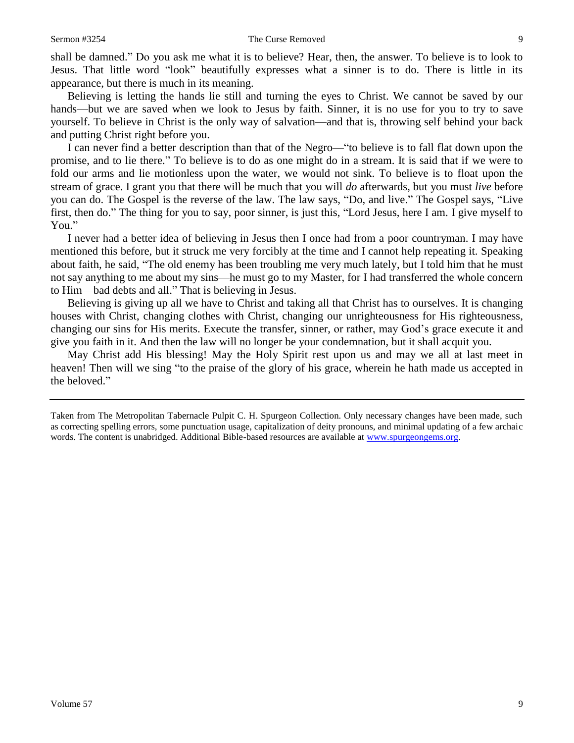shall be damned." Do you ask me what it is to believe? Hear, then, the answer. To believe is to look to Jesus. That little word "look" beautifully expresses what a sinner is to do. There is little in its appearance, but there is much in its meaning.

Believing is letting the hands lie still and turning the eyes to Christ. We cannot be saved by our hands—but we are saved when we look to Jesus by faith. Sinner, it is no use for you to try to save yourself. To believe in Christ is the only way of salvation—and that is, throwing self behind your back and putting Christ right before you.

I can never find a better description than that of the Negro—"to believe is to fall flat down upon the promise, and to lie there." To believe is to do as one might do in a stream. It is said that if we were to fold our arms and lie motionless upon the water, we would not sink. To believe is to float upon the stream of grace. I grant you that there will be much that you will *do* afterwards, but you must *live* before you can do. The Gospel is the reverse of the law. The law says, "Do, and live." The Gospel says, "Live first, then do." The thing for you to say, poor sinner, is just this, "Lord Jesus, here I am. I give myself to You."

I never had a better idea of believing in Jesus then I once had from a poor countryman. I may have mentioned this before, but it struck me very forcibly at the time and I cannot help repeating it. Speaking about faith, he said, "The old enemy has been troubling me very much lately, but I told him that he must not say anything to me about my sins—he must go to my Master, for I had transferred the whole concern to Him—bad debts and all." That is believing in Jesus.

Believing is giving up all we have to Christ and taking all that Christ has to ourselves. It is changing houses with Christ, changing clothes with Christ, changing our unrighteousness for His righteousness, changing our sins for His merits. Execute the transfer, sinner, or rather, may God's grace execute it and give you faith in it. And then the law will no longer be your condemnation, but it shall acquit you.

May Christ add His blessing! May the Holy Spirit rest upon us and may we all at last meet in heaven! Then will we sing "to the praise of the glory of his grace, wherein he hath made us accepted in the beloved."

---

Taken from The Metropolitan Tabernacle Pulpit C. H. Spurgeon Collection. Only necessary changes have been made, such as correcting spelling errors, some punctuation usage, capitalization of deity pronouns, and minimal updating of a few archaic words. The content is unabridged. Additional Bible-based resources are available at www.spurgeongems.org.